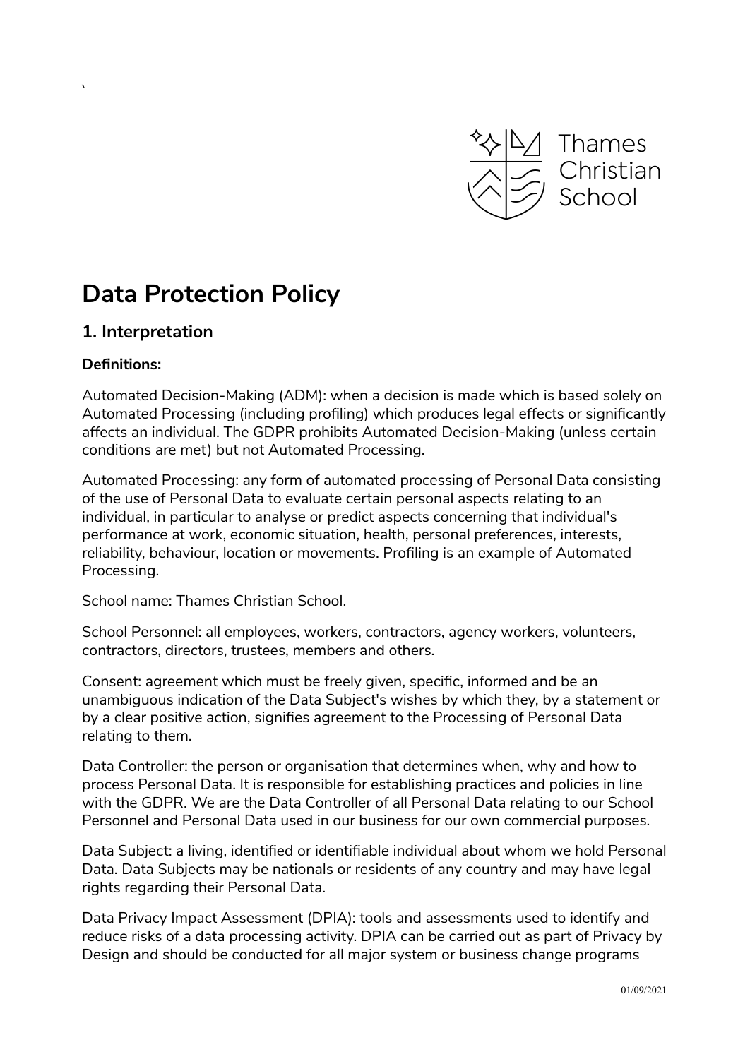# Data Protection Policy

## 1. Interpretation

**Definitions:**

Automated Decision-Making (ADM): when a decision is made which is based solely on Automated Processing (including profiling) which produces legal effects or significantly affects an individual. The GDPR prohibits Automated Decision-Making (unless certain conditions are met) but not Automated Processing.

Automated Processing: any form of automated processing of Personal Data consisting of the use of Personal Data to evaluate certain personal aspects relating to an individual, in particular to analyse or predict aspects concerning that individual's performance at work, economic situation, health, personal preferences, interests, reliability, behaviour, location or movements. Profiling is an example of Automated Processing.

School name: Thames Christian School.

School Personnel: all employees, workers, contractors, agency workers, volunteers, contractors, directors, trustees, members and others.

Consent: agreement which must be freely given, specific, informed and be an unambiguous indication of the Data Subject's wishes by which they, by a statement or by a clear positive action, signifies agreement to the Processing of Personal Data relating to them.

Data Controller: the person or organisation that determines when, why and how to process Personal Data. It is responsible for establishing practices and policies in line with the GDPR. We are the Data Controller of all Personal Data relating to our School Personnel and Personal Data used in our business for our own commercial purposes.

Data Subject: a living, identified or identifiable individual about whom we hold Personal Data. Data Subjects may be nationals or residents of any country and may have legal rights regarding their Personal Data.

Data Privacy Impact Assessment (DPIA): tools and assessments used to identify and reduce risks of a data processing activity. DPIA can be carried out as part of Privacy by Design and should be conducted for all major system or business change programs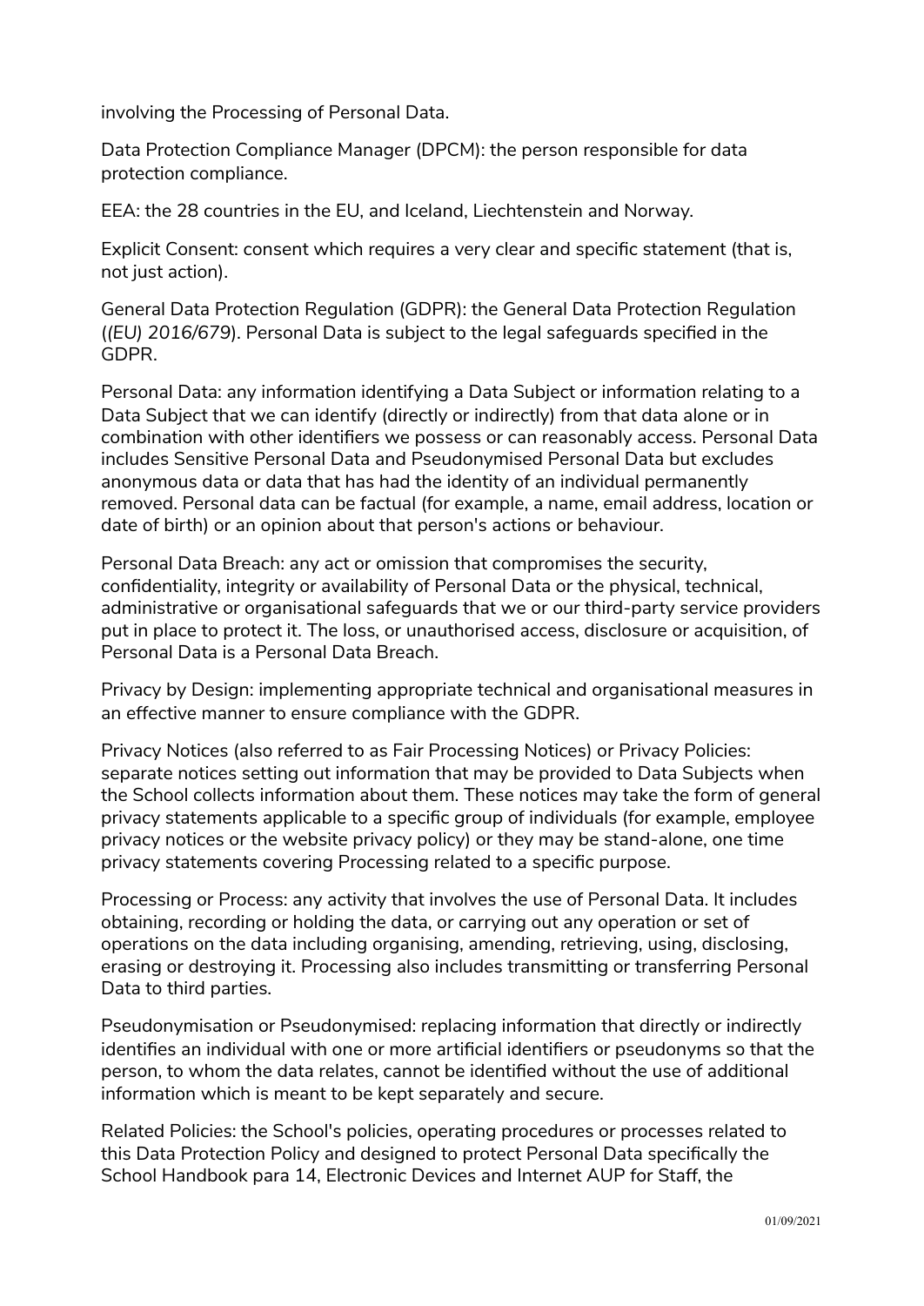involving the Processing of Personal Data.

Data Protection Compliance Manager (DPCM): the person responsible for data protection compliance.

EEA: the 28 countries in the EU, and Iceland, Liechtenstein and Norway.

Explicit Consent: consent which requires a very clear and specific statement (that is, not just action).

General Data Protection Regulation (GDPR): the General Data Protection Regulation (*(EU) 2016/679*). Personal Data is subject to the legal safeguards specified in the GDPR.

Personal Data: any information identifying a Data Subject or information relating to a Data Subject that we can identify (directly or indirectly) from that data alone or in combination with other identifiers we possess or can reasonably access. Personal Data includes Sensitive Personal Data and Pseudonymised Personal Data but excludes anonymous data or data that has had the identity of an individual permanently removed. Personal data can be factual (for example, a name, email address, location or date of birth) or an opinion about that person's actions or behaviour.

Personal Data Breach: any act or omission that compromises the security, confidentiality, integrity or availability of Personal Data or the physical, technical, administrative or organisational safeguards that we or our third-party service providers put in place to protect it. The loss, or unauthorised access, disclosure or acquisition, of Personal Data is a Personal Data Breach.

Privacy by Design: implementing appropriate technical and organisational measures in an effective manner to ensure compliance with the GDPR.

Privacy Notices (also referred to as Fair Processing Notices) or Privacy Policies: separate notices setting out information that may be provided to Data Subjects when the School collects information about them. These notices may take the form of general privacy statements applicable to a specific group of individuals (for example, employee privacy notices or the website privacy policy) or they may be stand-alone, one time privacy statements covering Processing related to a specific purpose.

Processing or Process: any activity that involves the use of Personal Data. It includes obtaining, recording or holding the data, or carrying out any operation or set of operations on the data including organising, amending, retrieving, using, disclosing, erasing or destroying it. Processing also includes transmitting or transferring Personal Data to third parties.

Pseudonymisation or Pseudonymised: replacing information that directly or indirectly identifies an individual with one or more artificial identifiers or pseudonyms so that the person, to whom the data relates, cannot be identified without the use of additional information which is meant to be kept separately and secure.

Related Policies: the School's policies, operating procedures or processes related to this Data Protection Policy and designed to protect Personal Data specifically the School Handbook para 14, Electronic Devices and Internet AUP for Staff, the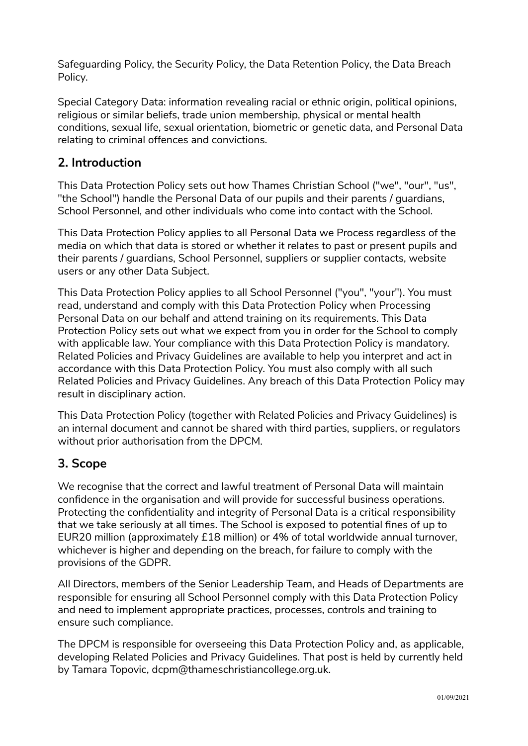Safeguarding Policy, the Security Policy, the Data Retention Policy, the Data Breach Policy.

Special Category Data: information revealing racial or ethnic origin, political opinions, religious or similar beliefs, trade union membership, physical or mental health conditions, sexual life, sexual orientation, biometric or genetic data, and Personal Data relating to criminal offences and convictions.

## 2. Introduction

This Data Protection Policy sets out how Thames Christian School ("we", "our", "us", "the School") handle the Personal Data of our pupils and their parents / guardians, School Personnel, and other individuals who come into contact with the School.

This Data Protection Policy applies to all Personal Data we Process regardless of the media on which that data is stored or whether it relates to past or present pupils and their parents / guardians, School Personnel, suppliers or supplier contacts, website users or any other Data Subject.

This Data Protection Policy applies to all School Personnel ("you", "your"). You must read, understand and comply with this Data Protection Policy when Processing Personal Data on our behalf and attend training on its requirements. This Data Protection Policy sets out what we expect from you in order for the School to comply with applicable law. Your compliance with this Data Protection Policy is mandatory. Related Policies and Privacy Guidelines are available to help you interpret and act in accordance with this Data Protection Policy. You must also comply with all such Related Policies and Privacy Guidelines. Any breach of this Data Protection Policy may result in disciplinary action.

This Data Protection Policy (together with Related Policies and Privacy Guidelines) is an internal document and cannot be shared with third parties, suppliers, or regulators without prior authorisation from the DPCM.

## 3. Scope

We recognise that the correct and lawful treatment of Personal Data will maintain confidence in the organisation and will provide for successful business operations. Protecting the confidentiality and integrity of Personal Data is a critical responsibility that we take seriously at all times. The School is exposed to potential fines of up to EUR20 million (approximately £18 million) or 4% of total worldwide annual turnover, whichever is higher and depending on the breach, for failure to comply with the provisions of the GDPR.

All Directors, members of the Senior Leadership Team, and Heads of Departments are responsible for ensuring all School Personnel comply with this Data Protection Policy and need to implement appropriate practices, processes, controls and training to ensure such compliance.

The DPCM is responsible for overseeing this Data Protection Policy and, as applicable, developing Related Policies and Privacy Guidelines. That post is held by currently held by Tamara Topovic, dcpm@thameschristiancollege.org.uk.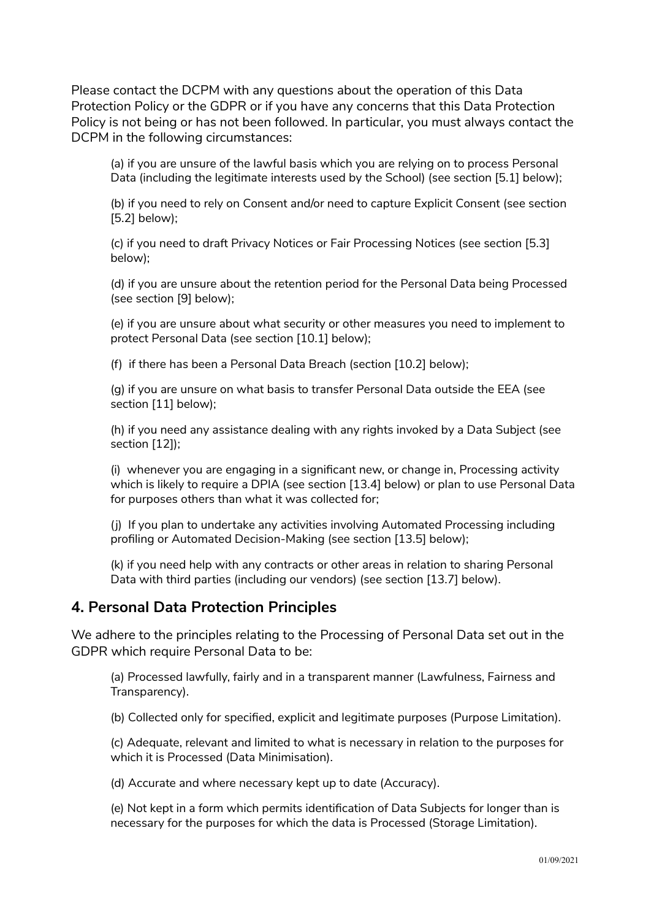Please contact the DCPM with any questions about the operation of this Data Protection Policy or the GDPR or if you have any concerns that this Data Protection Policy is not being or has not been followed. In particular, you must always contact the DCPM in the following circumstances:

(a) if you are unsure of the lawful basis which you are relying on to process Personal Data (including the legitimate interests used by the School) (see section [5.1] below);

(b) if you need to rely on Consent and/or need to capture Explicit Consent (see section [5.2] below);

(c) if you need to draft Privacy Notices or Fair Processing Notices (see section [5.3] below);

(d) if you are unsure about the retention period for the Personal Data being Processed (see section [9] below);

(e) if you are unsure about what security or other measures you need to implement to protect Personal Data (see section [10.1] below);

(f) if there has been a Personal Data Breach (section [10.2] below);

(g) if you are unsure on what basis to transfer Personal Data outside the EEA (see section [11] below);

(h) if you need any assistance dealing with any rights invoked by a Data Subject (see section [12]);

(i) whenever you are engaging in a significant new, or change in, Processing activity which is likely to require a DPIA (see section [13.4] below) or plan to use Personal Data for purposes others than what it was collected for;

(j) If you plan to undertake any activities involving Automated Processing including profiling or Automated Decision-Making (see section [13.5] below);

(k) if you need help with any contracts or other areas in relation to sharing Personal Data with third parties (including our vendors) (see section [13.7] below).

## 4. Personal Data Protection Principles

We adhere to the principles relating to the Processing of Personal Data set out in the GDPR which require Personal Data to be:

(a) Processed lawfully, fairly and in a transparent manner (Lawfulness, Fairness and Transparency).

(b) Collected only for specified, explicit and legitimate purposes (Purpose Limitation).

(c) Adequate, relevant and limited to what is necessary in relation to the purposes for which it is Processed (Data Minimisation).

(d) Accurate and where necessary kept up to date (Accuracy).

(e) Not kept in a form which permits identification of Data Subjects for longer than is necessary for the purposes for which the data is Processed (Storage Limitation).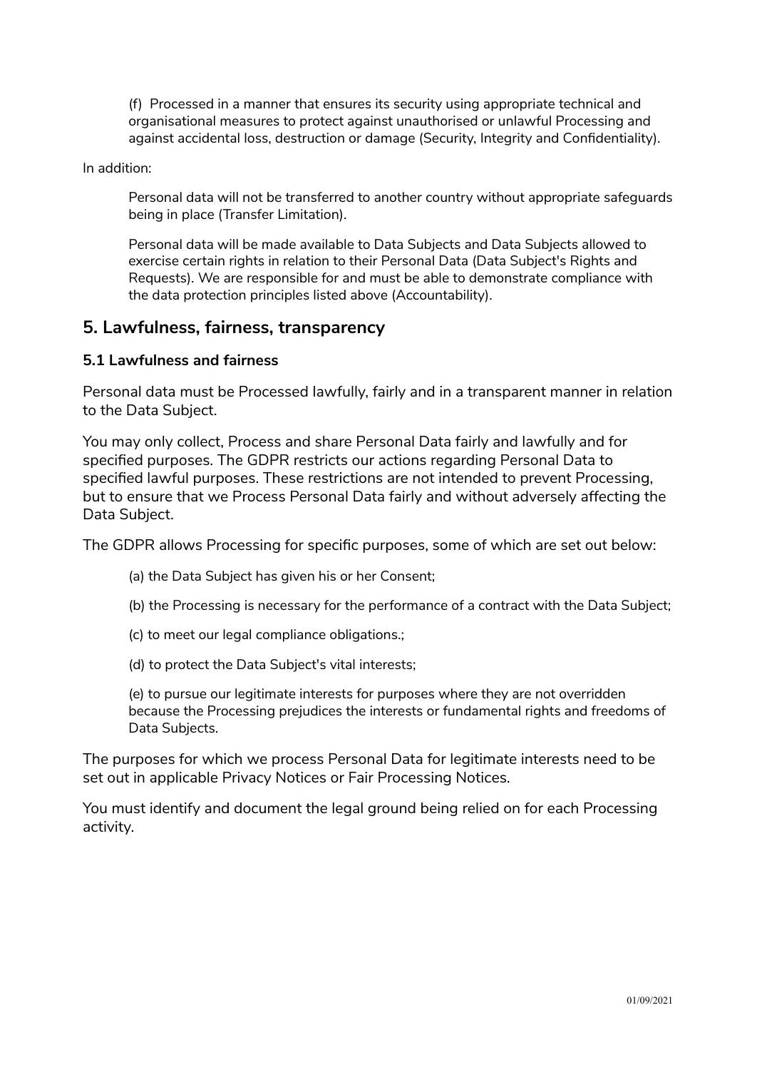(f) Processed in a manner that ensures its security using appropriate technical and organisational measures to protect against unauthorised or unlawful Processing and against accidental loss, destruction or damage (Security, Integrity and Confidentiality).

In addition:

Personal data will not be transferred to another country without appropriate safeguards being in place (Transfer Limitation).

Personal data will be made available to Data Subjects and Data Subjects allowed to exercise certain rights in relation to their Personal Data (Data Subject's Rights and Requests). We are responsible for and must be able to demonstrate compliance with the data protection principles listed above (Accountability).

## 5. Lawfulness, fairness, transparency

### 5.1 Lawfulness and fairness

Personal data must be Processed lawfully, fairly and in a transparent manner in relation to the Data Subject.

You may only collect, Process and share Personal Data fairly and lawfully and for specified purposes. The GDPR restricts our actions regarding Personal Data to specified lawful purposes. These restrictions are not intended to prevent Processing, but to ensure that we Process Personal Data fairly and without adversely affecting the Data Subject.

The GDPR allows Processing for specific purposes, some of which are set out below:

(a) the Data Subject has given his or her Consent;

(b) the Processing is necessary for the performance of a contract with the Data Subject;

(c) to meet our legal compliance obligations.;

(d) to protect the Data Subject's vital interests;

(e) to pursue our legitimate interests for purposes where they are not overridden because the Processing prejudices the interests or fundamental rights and freedoms of Data Subjects.

The purposes for which we process Personal Data for legitimate interests need to be set out in applicable Privacy Notices or Fair Processing Notices.

You must identify and document the legal ground being relied on for each Processing activity.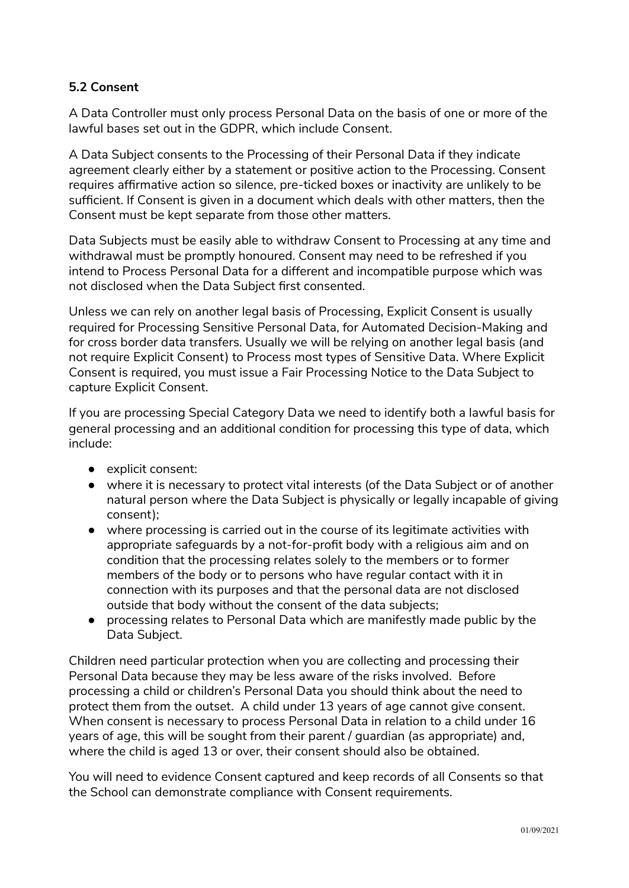**5.2 Consent**

A Data Controller must only process Personal Data on the basis of one or more of the lawful bases set out in the GDPR, which include Consent.

A Data Subject consents to the Processing of their Personal Data if they indicate agreement clearly either by a statement or positive action to the Processing. Consent requires affirmative action so silence, pre-ticked boxes or inactivity are unlikely to be sufficient. If Consent is given in a document which deals with other matters, then the Consent must be kept separate from those other matters.

Data Subjects must be easily able to withdraw Consent to Processing at any time and withdrawal must be promptly honoured. Consent may need to be refreshed if you intend to Process Personal Data for a different and incompatible purpose which was not disclosed when the Data Subject first consented.

Unless we can rely on another legal basis of Processing, Explicit Consent is usually required for Processing Sensitive Personal Data, for Automated Decision-Making and for cross border data transfers. Usually we will be relying on another legal basis (and not require Explicit Consent) to Process most types of Sensitive Data. Where Explicit Consent is required, you must issue a Fair Processing Notice to the Data Subject to capture Explicit Consent.

If you are processing Special Category Data we need to identify both a lawful basis for general processing and an additional condition for processing this type of data, which include:

- explicit consent:
- where it is necessary to protect vital interests (of the Data Subject or of another natural person where the Data Subject is physically or legally incapable of giving consent);
- where processing is carried out in the course of its legitimate activities with appropriate safeguards by a not-for-profit body with a religious aim and on condition that the processing relates solely to the members or to former members of the body or to persons who have regular contact with it in connection with its purposes and that the personal data are not disclosed outside that body without the consent of the data subjects;
- processing relates to Personal Data which are manifestly made public by the Data Subject.

Children need particular protection when you are collecting and processing their Personal Data because they may be less aware of the risks involved. Before processing a child or children's Personal Data you should think about the need to protect them from the outset. A child under 13 years of age cannot give consent. When consent is necessary to process Personal Data in relation to a child under 16 years of age, this will be sought from their parent / guardian (as appropriate) and, where the child is aged 13 or over, their consent should also be obtained.

You will need to evidence Consent captured and keep records of all Consents so that the School can demonstrate compliance with Consent requirements.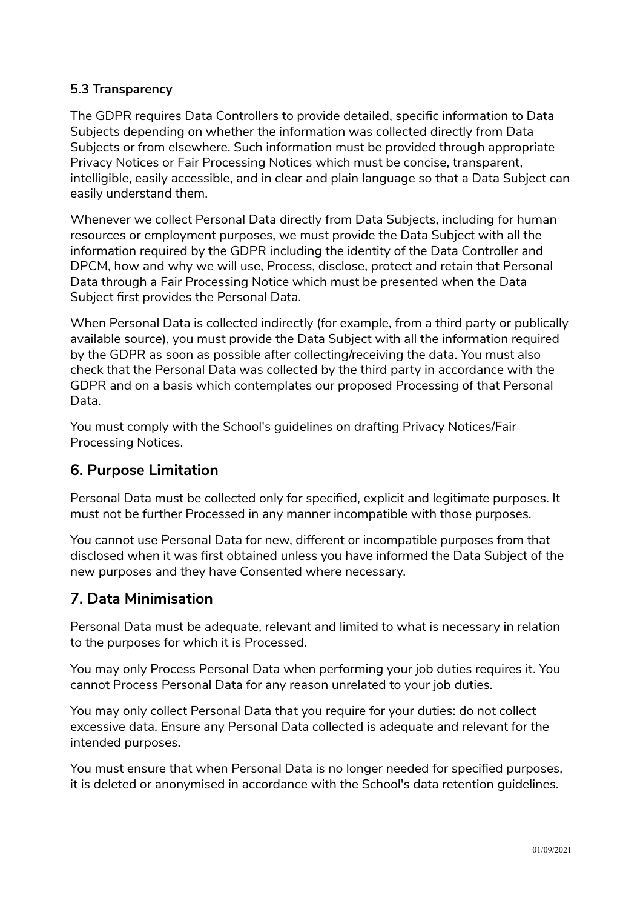### 5.3 Transparency

The GDPR requires Data Controllers to provide detailed, specific information to Data Subjects depending on whether the information was collected directly from Data Subjects or from elsewhere. Such information must be provided through appropriate Privacy Notices or Fair Processing Notices which must be concise, transparent, intelligible, easily accessible, and in clear and plain language so that a Data Subject can easily understand them.

Whenever we collect Personal Data directly from Data Subjects, including for human resources or employment purposes, we must provide the Data Subject with all the information required by the GDPR including the identity of the Data Controller and DPCM, how and why we will use, Process, disclose, protect and retain that Personal Data through a Fair Processing Notice which must be presented when the Data Subject first provides the Personal Data.

When Personal Data is collected indirectly (for example, from a third party or publically available source), you must provide the Data Subject with all the information required by the GDPR as soon as possible after collecting/receiving the data. You must also check that the Personal Data was collected by the third party in accordance with the GDPR and on a basis which contemplates our proposed Processing of that Personal Data.

You must comply with the School's guidelines on drafting Privacy Notices/Fair Processing Notices.

## 6. Purpose Limitation

Personal Data must be collected only for specified, explicit and legitimate purposes. It must not be further Processed in any manner incompatible with those purposes.

You cannot use Personal Data for new, different or incompatible purposes from that disclosed when it was first obtained unless you have informed the Data Subject of the new purposes and they have Consented where necessary.

## 7. Data Minimisation

Personal Data must be adequate, relevant and limited to what is necessary in relation to the purposes for which it is Processed.

You may only Process Personal Data when performing your job duties requires it. You cannot Process Personal Data for any reason unrelated to your job duties.

You may only collect Personal Data that you require for your duties: do not collect excessive data. Ensure any Personal Data collected is adequate and relevant for the intended purposes.

You must ensure that when Personal Data is no longer needed for specified purposes, it is deleted or anonymised in accordance with the School's data retention guidelines.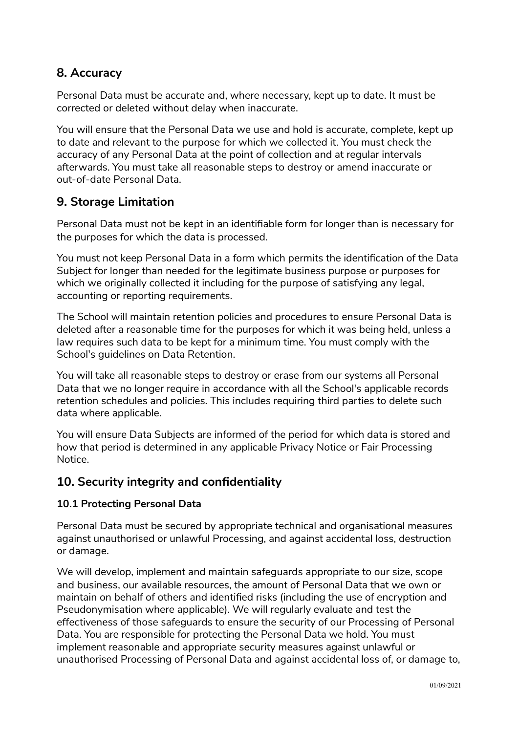## 8. Accuracy

Personal Data must be accurate and, where necessary, kept up to date. It must be corrected or deleted without delay when inaccurate.

You will ensure that the Personal Data we use and hold is accurate, complete, kept up to date and relevant to the purpose for which we collected it. You must check the accuracy of any Personal Data at the point of collection and at regular intervals afterwards. You must take all reasonable steps to destroy or amend inaccurate or out-of-date Personal Data.

## 9. Storage Limitation

Personal Data must not be kept in an identifiable form for longer than is necessary for the purposes for which the data is processed.

You must not keep Personal Data in a form which permits the identification of the Data Subject for longer than needed for the legitimate business purpose or purposes for which we originally collected it including for the purpose of satisfying any legal, accounting or reporting requirements.

The School will maintain retention policies and procedures to ensure Personal Data is deleted after a reasonable time for the purposes for which it was being held, unless a law requires such data to be kept for a minimum time. You must comply with the School's guidelines on Data Retention.

You will take all reasonable steps to destroy or erase from our systems all Personal Data that we no longer require in accordance with all the School's applicable records retention schedules and policies. This includes requiring third parties to delete such data where applicable.

You will ensure Data Subjects are informed of the period for which data is stored and how that period is determined in any applicable Privacy Notice or Fair Processing Notice.

## 10. Security integrity and confidentiality

### 10.1 Protecting Personal Data

Personal Data must be secured by appropriate technical and organisational measures against unauthorised or unlawful Processing, and against accidental loss, destruction or damage.

We will develop, implement and maintain safeguards appropriate to our size, scope and business, our available resources, the amount of Personal Data that we own or maintain on behalf of others and identified risks (including the use of encryption and Pseudonymisation where applicable). We will regularly evaluate and test the effectiveness of those safeguards to ensure the security of our Processing of Personal Data. You are responsible for protecting the Personal Data we hold. You must implement reasonable and appropriate security measures against unlawful or unauthorised Processing of Personal Data and against accidental loss of, or damage to,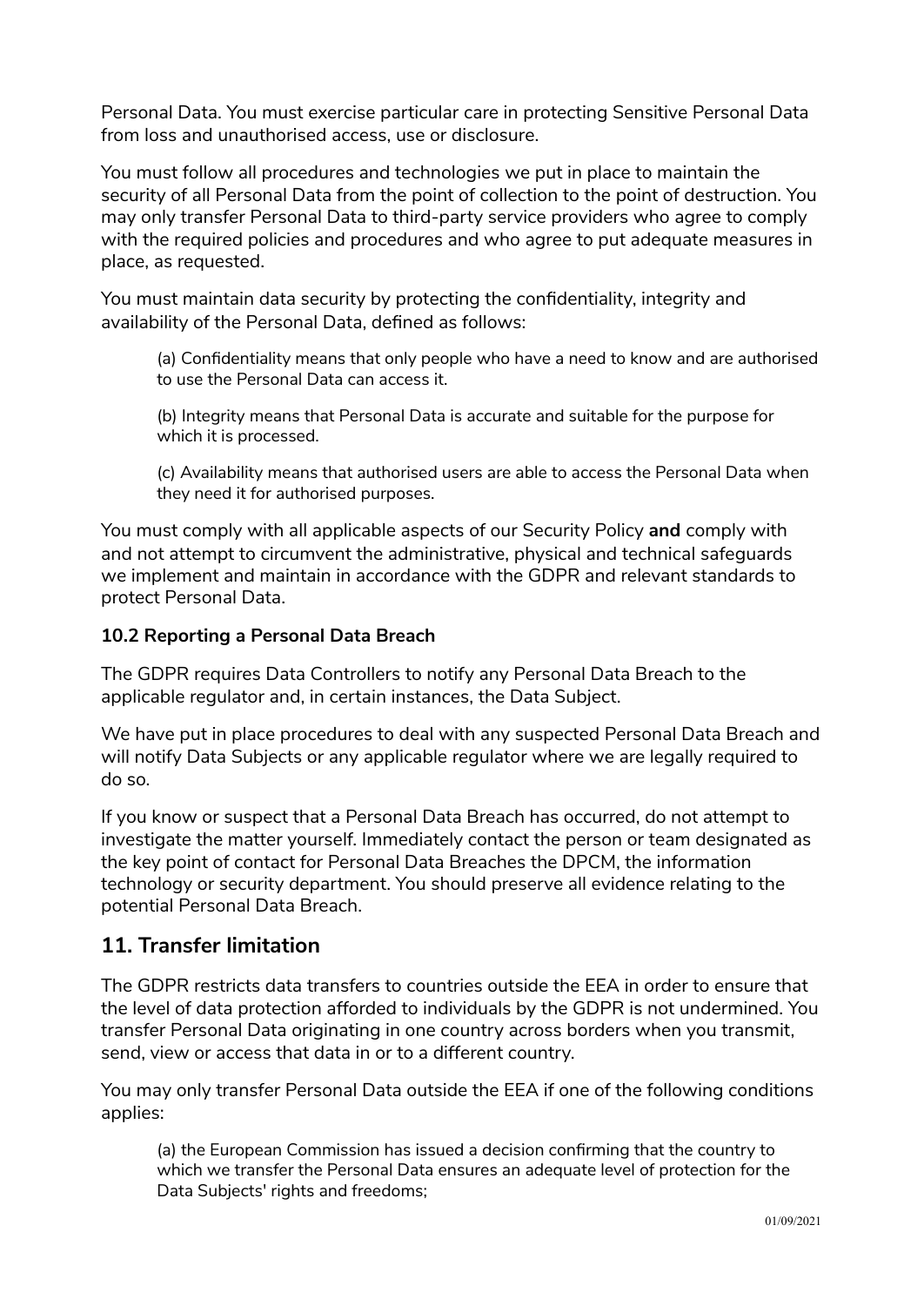Personal Data. You must exercise particular care in protecting Sensitive Personal Data from loss and unauthorised access, use or disclosure.

You must follow all procedures and technologies we put in place to maintain the security of all Personal Data from the point of collection to the point of destruction. You may only transfer Personal Data to third-party service providers who agree to comply with the required policies and procedures and who agree to put adequate measures in place, as requested.

You must maintain data security by protecting the confidentiality, integrity and availability of the Personal Data, defined as follows:

(a) Confidentiality means that only people who have a need to know and are authorised to use the Personal Data can access it.

(b) Integrity means that Personal Data is accurate and suitable for the purpose for which it is processed.

(c) Availability means that authorised users are able to access the Personal Data when they need it for authorised purposes.

You must comply with all applicable aspects of our Security Policy **and** comply with and not attempt to circumvent the administrative, physical and technical safeguards we implement and maintain in accordance with the GDPR and relevant standards to protect Personal Data.

#### 10.2 Reporting a Personal Data Breach

The GDPR requires Data Controllers to notify any Personal Data Breach to the applicable regulator and, in certain instances, the Data Subject.

We have put in place procedures to deal with any suspected Personal Data Breach and will notify Data Subjects or any applicable regulator where we are legally required to do so.

If you know or suspect that a Personal Data Breach has occurred, do not attempt to investigate the matter yourself. Immediately contact the person or team designated as the key point of contact for Personal Data Breaches the DPCM, the information technology or security department. You should preserve all evidence relating to the potential Personal Data Breach.

## 11. Transfer limitation

The GDPR restricts data transfers to countries outside the EEA in order to ensure that the level of data protection afforded to individuals by the GDPR is not undermined. You transfer Personal Data originating in one country across borders when you transmit, send, view or access that data in or to a different country.

You may only transfer Personal Data outside the EEA if one of the following conditions applies:

(a) the European Commission has issued a decision confirming that the country to which we transfer the Personal Data ensures an adequate level of protection for the Data Subjects' rights and freedoms;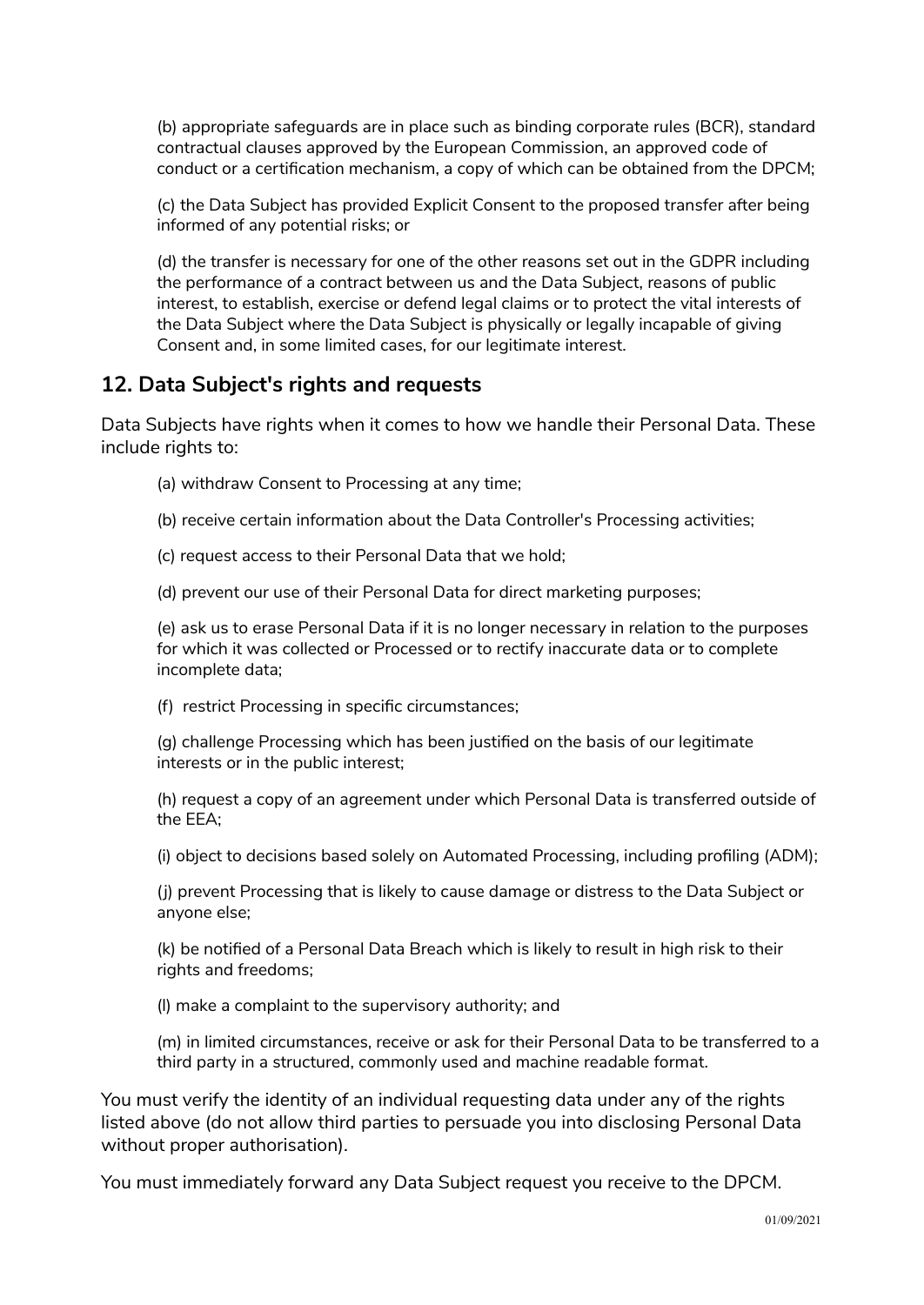(b) appropriate safeguards are in place such as binding corporate rules (BCR), standard contractual clauses approved by the European Commission, an approved code of conduct or a certification mechanism, a copy of which can be obtained from the DPCM;

(c) the Data Subject has provided Explicit Consent to the proposed transfer after being informed of any potential risks; or

(d) the transfer is necessary for one of the other reasons set out in the GDPR including the performance of a contract between us and the Data Subject, reasons of public interest, to establish, exercise or defend legal claims or to protect the vital interests of the Data Subject where the Data Subject is physically or legally incapable of giving Consent and, in some limited cases, for our legitimate interest.

## 12. Data Subject's rights and requests

Data Subjects have rights when it comes to how we handle their Personal Data. These include rights to:

(a) withdraw Consent to Processing at any time;

(b) receive certain information about the Data Controller's Processing activities;

(c) request access to their Personal Data that we hold;

(d) prevent our use of their Personal Data for direct marketing purposes;

(e) ask us to erase Personal Data if it is no longer necessary in relation to the purposes for which it was collected or Processed or to rectify inaccurate data or to complete incomplete data;

(f) restrict Processing in specific circumstances;

(g) challenge Processing which has been justified on the basis of our legitimate interests or in the public interest;

(h) request a copy of an agreement under which Personal Data is transferred outside of the EEA;

(i) object to decisions based solely on Automated Processing, including profiling (ADM);

(j) prevent Processing that is likely to cause damage or distress to the Data Subject or anyone else;

(k) be notified of a Personal Data Breach which is likely to result in high risk to their rights and freedoms;

(l) make a complaint to the supervisory authority; and

(m) in limited circumstances, receive or ask for their Personal Data to be transferred to a third party in a structured, commonly used and machine readable format.

You must verify the identity of an individual requesting data under any of the rights listed above (do not allow third parties to persuade you into disclosing Personal Data without proper authorisation).

You must immediately forward any Data Subject request you receive to the DPCM.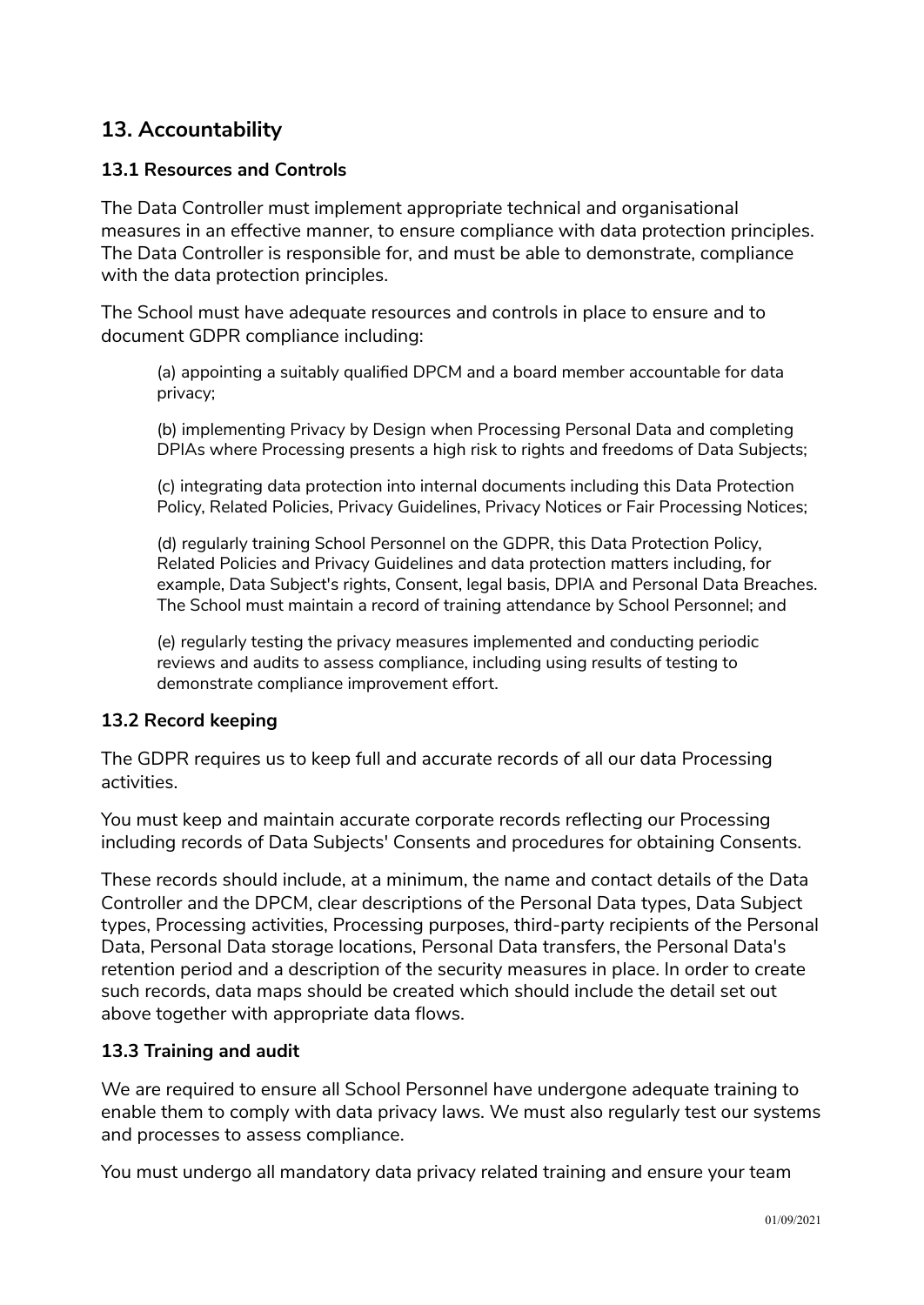## 13. Accountability

### 13.1 Resources and Controls

The Data Controller must implement appropriate technical and organisational measures in an effective manner, to ensure compliance with data protection principles. The Data Controller is responsible for, and must be able to demonstrate, compliance with the data protection principles.

The School must have adequate resources and controls in place to ensure and to document GDPR compliance including:

(a) appointing a suitably qualified DPCM and a board member accountable for data privacy;

(b) implementing Privacy by Design when Processing Personal Data and completing DPIAs where Processing presents a high risk to rights and freedoms of Data Subjects;

(c) integrating data protection into internal documents including this Data Protection Policy, Related Policies, Privacy Guidelines, Privacy Notices or Fair Processing Notices;

(d) regularly training School Personnel on the GDPR, this Data Protection Policy, Related Policies and Privacy Guidelines and data protection matters including, for example, Data Subject's rights, Consent, legal basis, DPIA and Personal Data Breaches. The School must maintain a record of training attendance by School Personnel; and

(e) regularly testing the privacy measures implemented and conducting periodic reviews and audits to assess compliance, including using results of testing to demonstrate compliance improvement effort.

### 13.2 Record keeping

The GDPR requires us to keep full and accurate records of all our data Processing activities.

You must keep and maintain accurate corporate records reflecting our Processing including records of Data Subjects' Consents and procedures for obtaining Consents.

These records should include, at a minimum, the name and contact details of the Data Controller and the DPCM, clear descriptions of the Personal Data types, Data Subject types, Processing activities, Processing purposes, third-party recipients of the Personal Data, Personal Data storage locations, Personal Data transfers, the Personal Data's retention period and a description of the security measures in place. In order to create such records, data maps should be created which should include the detail set out above together with appropriate data flows.

### 13.3 Training and audit

We are required to ensure all School Personnel have undergone adequate training to enable them to comply with data privacy laws. We must also regularly test our systems and processes to assess compliance.

You must undergo all mandatory data privacy related training and ensure your team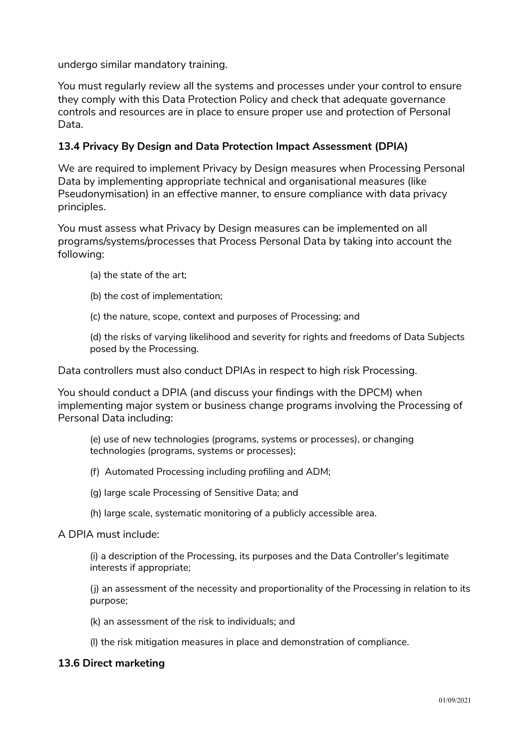undergo similar mandatory training.

You must regularly review all the systems and processes under your control to ensure they comply with this Data Protection Policy and check that adequate governance controls and resources are in place to ensure proper use and protection of Personal Data.

### 13.4 Privacy By Design and Data Protection Impact Assessment (DPIA)

We are required to implement Privacy by Design measures when Processing Personal Data by implementing appropriate technical and organisational measures (like Pseudonymisation) in an effective manner, to ensure compliance with data privacy principles.

You must assess what Privacy by Design measures can be implemented on all programs/systems/processes that Process Personal Data by taking into account the following:

(a) the state of the art;

(b) the cost of implementation;

(c) the nature, scope, context and purposes of Processing; and

(d) the risks of varying likelihood and severity for rights and freedoms of Data Subjects posed by the Processing.

Data controllers must also conduct DPIAs in respect to high risk Processing.

You should conduct a DPIA (and discuss your findings with the DPCM) when implementing major system or business change programs involving the Processing of Personal Data including:

(e) use of new technologies (programs, systems or processes), or changing technologies (programs, systems or processes);

(f) Automated Processing including profiling and ADM;

(g) large scale Processing of Sensitive Data; and

(h) large scale, systematic monitoring of a publicly accessible area.

A DPIA must include:

(i) a description of the Processing, its purposes and the Data Controller's legitimate interests if appropriate;

(j) an assessment of the necessity and proportionality of the Processing in relation to its purpose;

(k) an assessment of the risk to individuals; and

(l) the risk mitigation measures in place and demonstration of compliance.

### 13.6 Direct marketing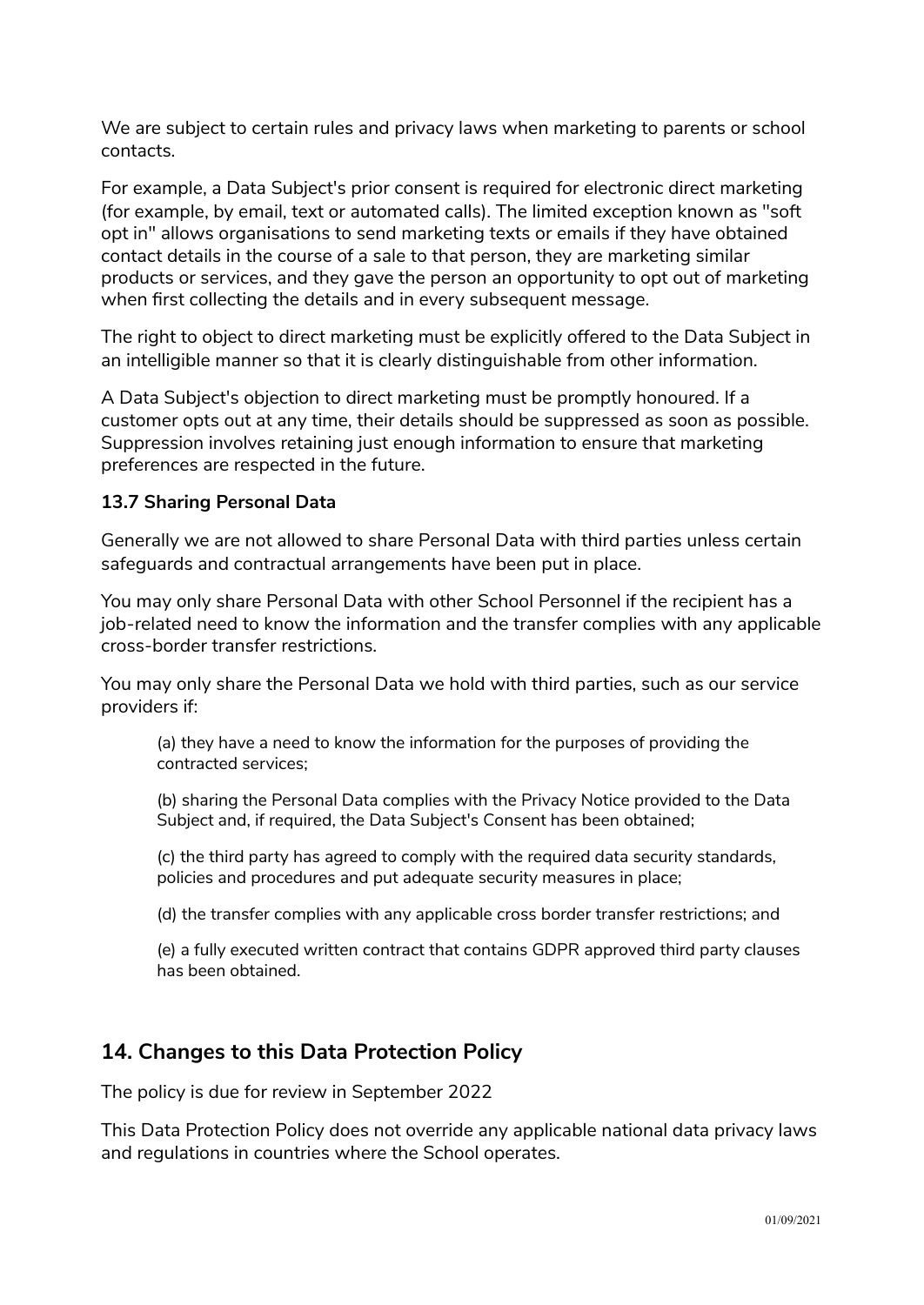We are subject to certain rules and privacy laws when marketing to parents or school contacts.

For example, a Data Subject's prior consent is required for electronic direct marketing (for example, by email, text or automated calls). The limited exception known as "soft opt in" allows organisations to send marketing texts or emails if they have obtained contact details in the course of a sale to that person, they are marketing similar products or services, and they gave the person an opportunity to opt out of marketing when first collecting the details and in every subsequent message.

The right to object to direct marketing must be explicitly offered to the Data Subject in an intelligible manner so that it is clearly distinguishable from other information.

A Data Subject's objection to direct marketing must be promptly honoured. If a customer opts out at any time, their details should be suppressed as soon as possible. Suppression involves retaining just enough information to ensure that marketing preferences are respected in the future.

**13.7 Sharing Personal Data**

Generally we are not allowed to share Personal Data with third parties unless certain safeguards and contractual arrangements have been put in place.

You may only share Personal Data with other School Personnel if the recipient has a job-related need to know the information and the transfer complies with any applicable cross-border transfer restrictions.

You may only share the Personal Data we hold with third parties, such as our service providers if:

(a) they have a need to know the information for the purposes of providing the contracted services;

(b) sharing the Personal Data complies with the Privacy Notice provided to the Data Subject and, if required, the Data Subject's Consent has been obtained;

(c) the third party has agreed to comply with the required data security standards, policies and procedures and put adequate security measures in place;

(d) the transfer complies with any applicable cross border transfer restrictions; and

(e) a fully executed written contract that contains GDPR approved third party clauses has been obtained.

## 14. Changes to this Data Protection Policy

The policy is due for review in September 2022

This Data Protection Policy does not override any applicable national data privacy laws and regulations in countries where the School operates.

01/09/2021